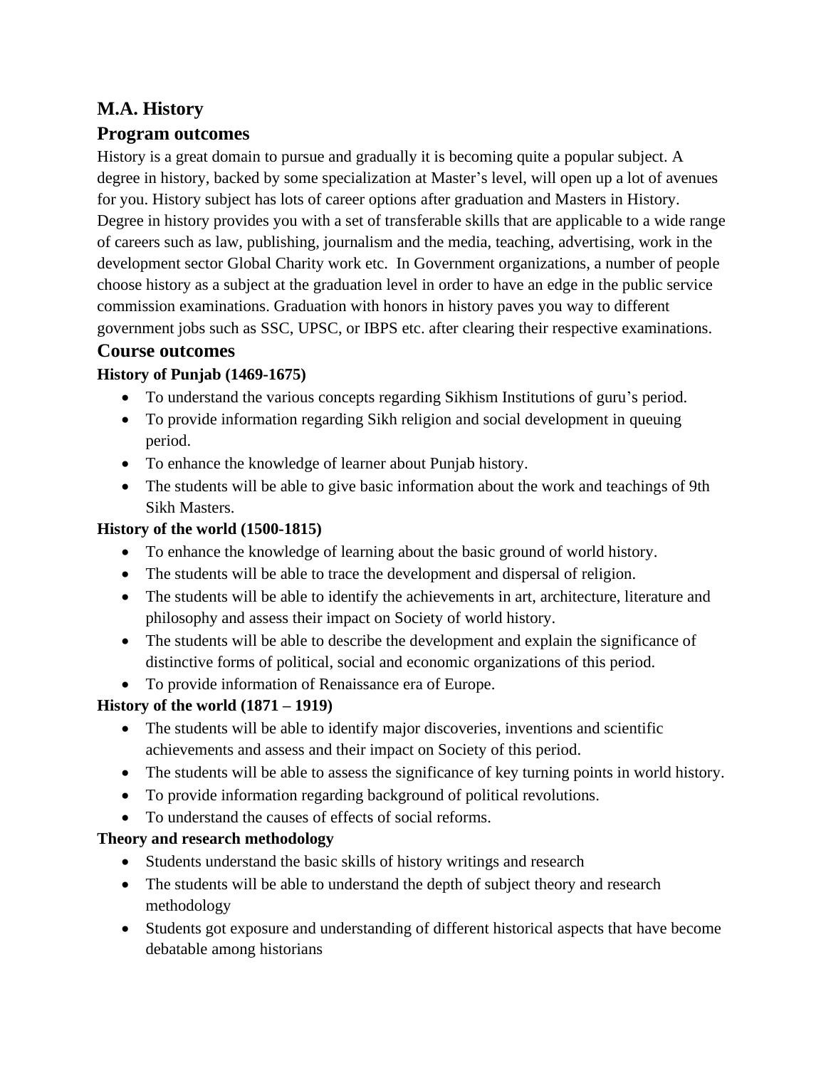# M.A. History

## Program outcomes

History is a great domain to pursue and gradually it is becoming quite a popular subject. A degree in history, backed by some specialization at Master's level, will open up a lot of avenues for you. History subject has lots of career options after graduation and Masters in History. Degree in history provides you with a set of transferable skills that are applicable to a wide range of careers such as law, publishing, journalism and the media, teaching, advertising, work in the development sector Global Charity work etc. In Government organizations, a number of people choose history as a subject at the graduation level in order to have an edge in the public service commission examinations. Graduation with honors in history paves you way to different government jobs such as SSC, UPSC, or IBPS etc. after clearing their respective examinations.

## Course outcomes

### History of Punjab (1469-1675)

- To understand the various concepts regarding Sikhism Institutions of guru's period.
- To provide information regarding Sikh religion and social development in queuing period.
- To enhance the knowledge of learner about Punjab history.
- The students will be able to give basic information about the work and teachings of 9th Sikh Masters.

### History of the world (1500-1815)

- To enhance the knowledge of learning about the basic ground of world history.
- The students will be able to trace the development and dispersal of religion.
- The students will be able to identify the achievements in art, architecture, literature and philosophy and assess their impact on Society of world history.
- The students will be able to describe the development and explain the significance of distinctive forms of political, social and economic organizations of this period.
- To provide information of Renaissance era of Europe.

### History of the world (1871 – 1919)

- The students will be able to identify major discoveries, inventions and scientific achievements and assess and their impact on Society of this period.
- The students will be able to assess the significance of key turning points in world history.
- To provide information regarding background of political revolutions.
- To understand the causes of effects of social reforms.

### Theory and research methodology

- Students understand the basic skills of history writings and research
- The students will be able to understand the depth of subject theory and research methodology
- Students got exposure and understanding of different historical aspects that have become debatable among historians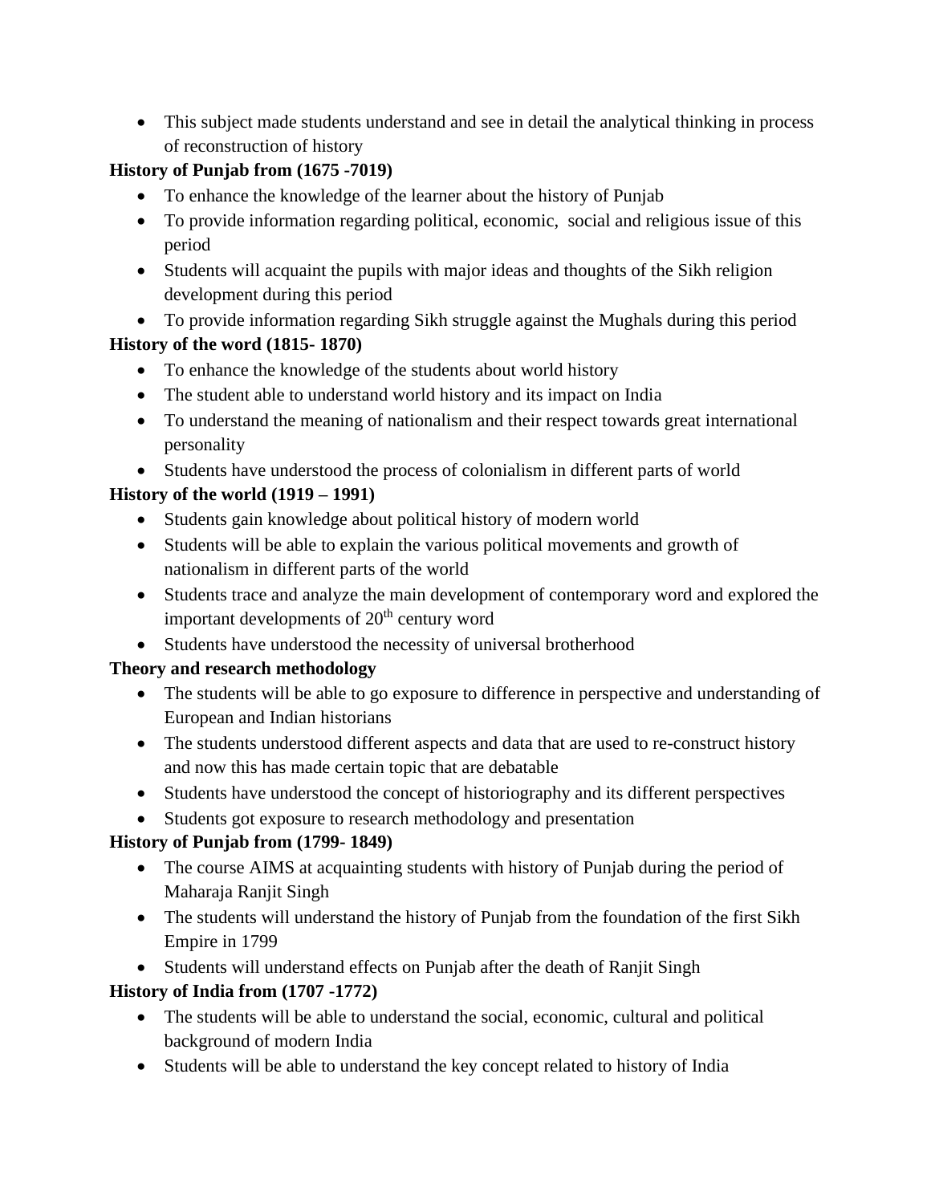- This subject made students understand and see in detail the analytical thinking in process of reconstruction of history

**History of Punjab from (1675 -7019)**

- To enhance the knowledge of the learner about the history of Punjab
- To provide information regarding political, economic, social and religious issue of this period
- Students will acquaint the pupils with major ideas and thoughts of the Sikh religion development during this period
- To provide information regarding Sikh struggle against the Mughals during this period

**History of the word (1815- 1870)**

- To enhance the knowledge of the students about world history
- The student able to understand world history and its impact on India
- To understand the meaning of nationalism and their respect towards great international personality
- Students have understood the process of colonialism in different parts of world

**History of the world (1919 – 1991)**

- Students gain knowledge about political history of modern world
- Students will be able to explain the various political movements and growth of nationalism in different parts of the world
- Students trace and analyze the main development of contemporary word and explored the important developments of 20th century word
- Students have understood the necessity of universal brotherhood

**Theory and research methodology**

- The students will be able to go exposure to difference in perspective and understanding of European and Indian historians
- The students understood different aspects and data that are used to re-construct history and now this has made certain topic that are debatable
- Students have understood the concept of historiography and its different perspectives
- Students got exposure to research methodology and presentation

**History of Punjab from (1799- 1849)**

- The course AIMS at acquainting students with history of Punjab during the period of Maharaja Ranjit Singh
- The students will understand the history of Punjab from the foundation of the first Sikh Empire in 1799
- Students will understand effects on Punjab after the death of Ranjit Singh

**History of India from (1707 -1772)**

- The students will be able to understand the social, economic, cultural and political background of modern India
- Students will be able to understand the key concept related to history of India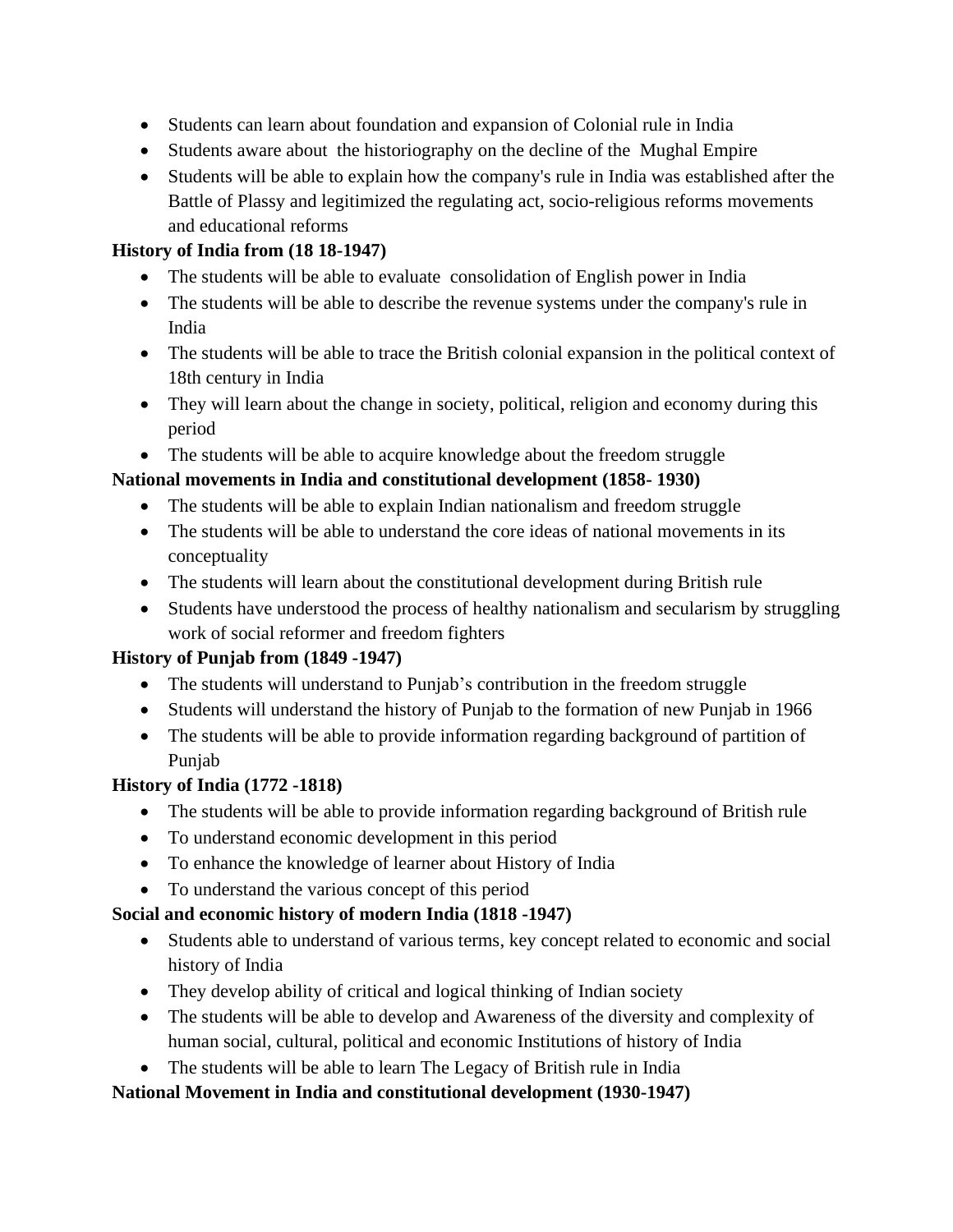- Students can learn about foundation and expansion of Colonial rule in India
- Students aware about the historiography on the decline of the Mughal Empire
- Students will be able to explain how the company's rule in India was established after the Battle of Plassy and legitimized the regulating act, socio-religious reforms movements and educational reforms

**History of India from (18 18-1947)**

- The students will be able to evaluate consolidation of English power in India
- The students will be able to describe the revenue systems under the company's rule in India
- The students will be able to trace the British colonial expansion in the political context of 18th century in India
- They will learn about the change in society, political, religion and economy during this period
- The students will be able to acquire knowledge about the freedom struggle

**National movements in India and constitutional development (1858- 1930)**

- The students will be able to explain Indian nationalism and freedom struggle
- The students will be able to understand the core ideas of national movements in its conceptuality
- The students will learn about the constitutional development during British rule
- Students have understood the process of healthy nationalism and secularism by struggling work of social reformer and freedom fighters

**History of Punjab from (1849 -1947)**

- The students will understand to Punjab's contribution in the freedom struggle
- Students will understand the history of Punjab to the formation of new Punjab in 1966
- The students will be able to provide information regarding background of partition of Punjab

**History of India (1772 -1818)**

- The students will be able to provide information regarding background of British rule
- To understand economic development in this period
- To enhance the knowledge of learner about History of India
- To understand the various concept of this period

**Social and economic history of modern India (1818 -1947)**

- Students able to understand of various terms, key concept related to economic and social history of India
- They develop ability of critical and logical thinking of Indian society
- The students will be able to develop and Awareness of the diversity and complexity of human social, cultural, political and economic Institutions of history of India
- The students will be able to learn The Legacy of British rule in India

**National Movement in India and constitutional development (1930-1947)**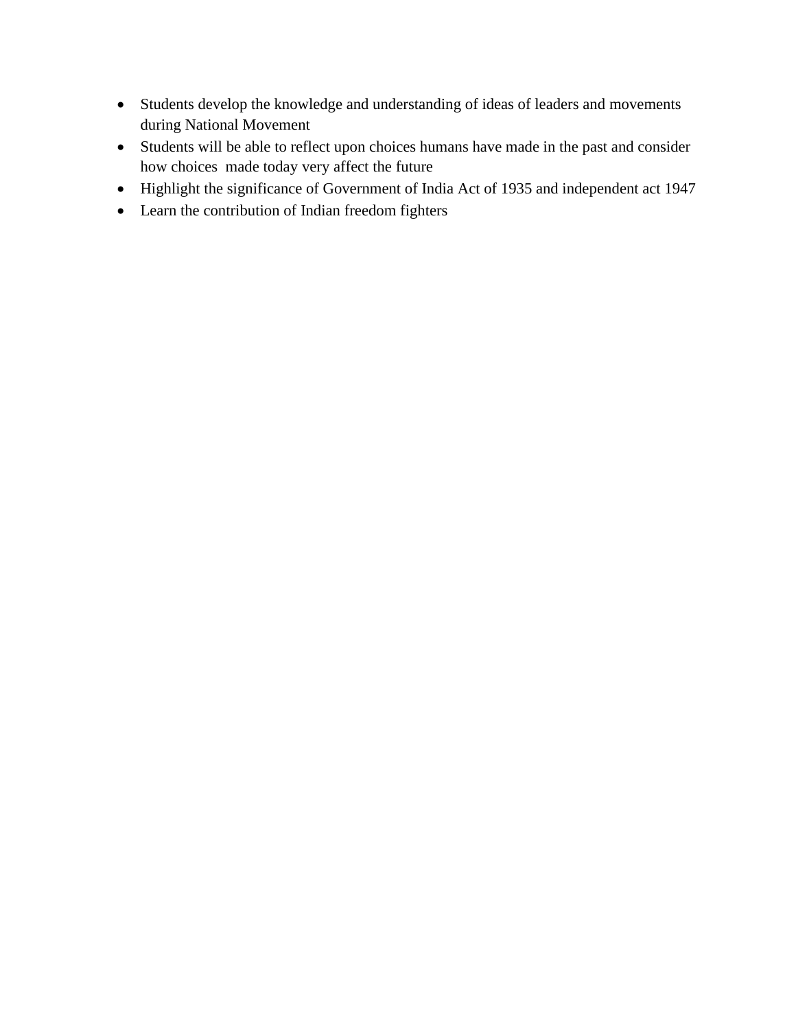- Students develop the knowledge and understanding of ideas of leaders and movements during National Movement
- Students will be able to reflect upon choices humans have made in the past and consider how choices made today very affect the future
- Highlight the significance of Government of India Act of 1935 and independent act 1947
- Learn the contribution of Indian freedom fighters